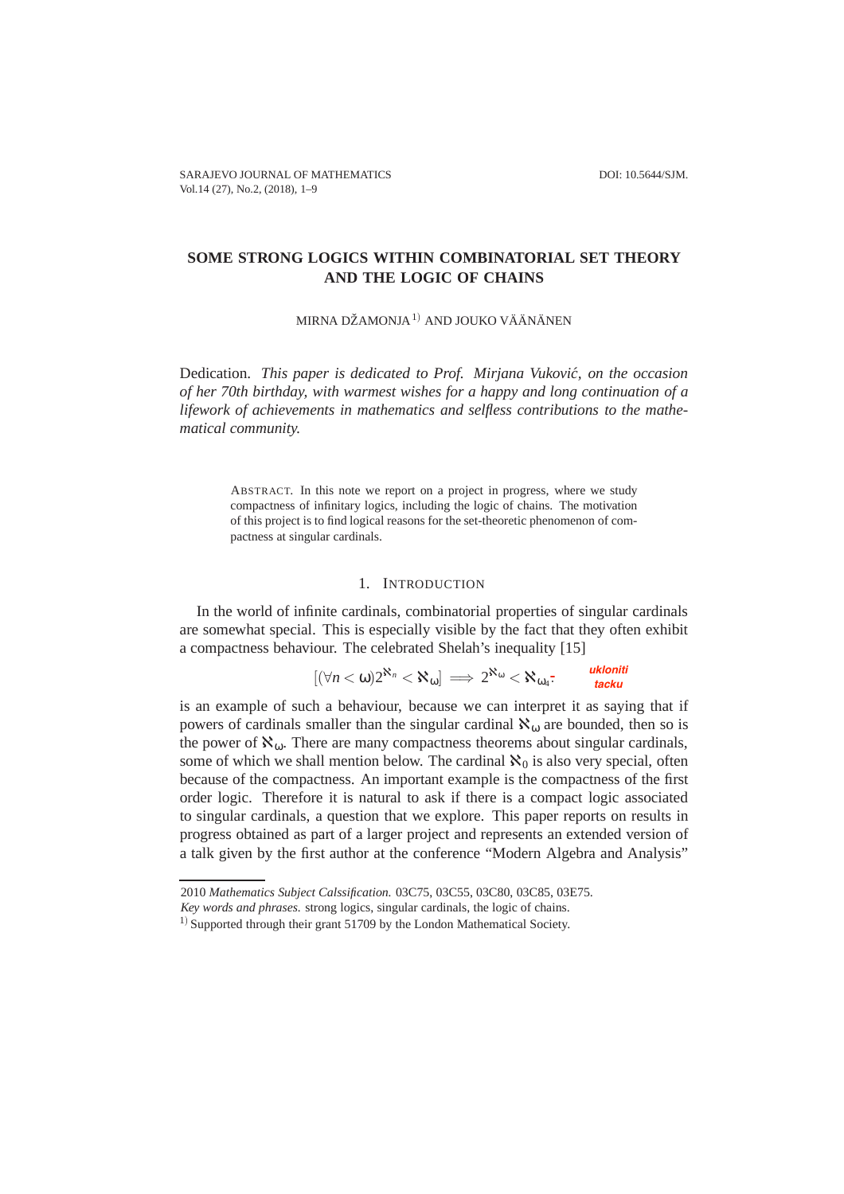# SOME STRONG LOGICS WITHIN COMBINATORIAL SET THEORY AND THE LOGIC OF CHAINS

MIRNA DŽAMONJA [1)] AND JOUKO VÄÄNÄNEN

Dedication. *This paper is dedicated to Prof. Mirjana Vuković, on the occasion of her 70th birthday, with warmest wishes for a happy and long continuation of a lifework of achievements in mathematics and selfless contributions to the mathematical community.*

ABSTRACT. In this note we report on a project in progress, where we study compactness of infinitary logics, including the logic of chains. The motivation of this project is to find logical reasons for the set-theoretic phenomenon of compactness at singular cardinals.

## 1. INTRODUCTION

In the world of infinite cardinals, combinatorial properties of singular cardinals are somewhat special. This is especially visible by the fact that they often exhibit a compactness behaviour. The celebrated Shelah's inequality [15]

$$[(\forall n < \omega) 2^{\aleph_n} < \aleph_\omega] \implies 2^{\aleph_\omega} < \aleph_{\omega_4}.$$

ukloniti tacku

is an example of such a behaviour, because we can interpret it as saying that if powers of cardinals smaller than the singular cardinal $\aleph_\omega$ are bounded, then so is the power of $\aleph_\omega$. There are many compactness theorems about singular cardinals, some of which we shall mention below. The cardinal $\aleph_0$ is also very special, often because of the compactness. An important example is the compactness of the first order logic. Therefore it is natural to ask if there is a compact logic associated to singular cardinals, a question that we explore. This paper reports on results in progress obtained as part of a larger project and represents an extended version of a talk given by the first author at the conference "Modern Algebra and Analysis"

2010 *Mathematics Subject Calssification.* 03C75, 03C55, 03C80, 03C85, 03E75.

*Key words and phrases.* strong logics, singular cardinals, the logic of chains.

[1)] Supported through their grant 51709 by the London Mathematical Society.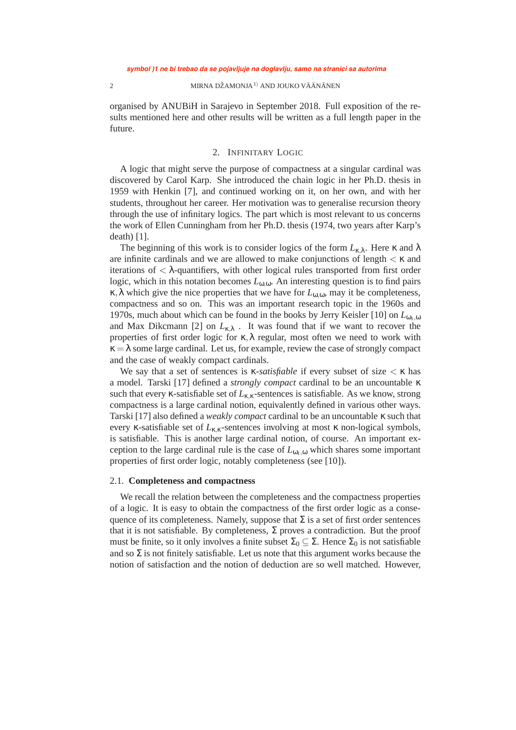organised by ANUBiH in Sarajevo in September 2018. Full exposition of the results mentioned here and other results will be written as a full length paper in the future.

## 2. Infinitary Logic

A logic that might serve the purpose of compactness at a singular cardinal was discovered by Carol Karp. She introduced the chain logic in her Ph.D. thesis in 1959 with Henkin [7], and continued working on it, on her own, and with her students, throughout her career. Her motivation was to generalise recursion theory through the use of infinitary logics. The part which is most relevant to us concerns the work of Ellen Cunningham from her Ph.D. thesis (1974, two years after Karp's death) [1].

The beginning of this work is to consider logics of the form $L_{\kappa,\lambda}$. Here $\kappa$ and $\lambda$ are infinite cardinals and we are allowed to make conjunctions of length $<\kappa$ and iterations of $<\lambda$-quantifiers, with other logical rules transported from first order logic, which in this notation becomes $L_{\omega,\omega}$. An interesting question is to find pairs $\kappa,\lambda$ which give the nice properties that we have for $L_{\omega,\omega}$, may it be completeness, compactness and so on. This was an important research topic in the 1960s and 1970s, much about which can be found in the books by Jerry Keisler [10] on $L_{\omega_1,\omega}$ and Max Dikcmann [2] on $L_{\kappa,\lambda}$ . It was found that if we want to recover the properties of first order logic for $\kappa,\lambda$ regular, most often we need to work with $\kappa=\lambda$ some large cardinal. Let us, for example, review the case of strongly compact and the case of weakly compact cardinals.

We say that a set of sentences is $\kappa$-*satisfiable* if every subset of size $<\kappa$ has a model. Tarski [17] defined a *strongly compact* cardinal to be an uncountable $\kappa$ such that every $\kappa$-satisfiable set of $L_{\kappa,\kappa}$-sentences is satisfiable. As we know, strong compactness is a large cardinal notion, equivalently defined in various other ways. Tarski [17] also defined a *weakly compact* cardinal to be an uncountable $\kappa$ such that every $\kappa$-satisfiable set of $L_{\kappa,\kappa}$-sentences involving at most $\kappa$ non-logical symbols, is satisfiable. This is another large cardinal notion, of course. An important exception to the large cardinal rule is the case of $L_{\omega_1,\omega}$ which shares some important properties of first order logic, notably completeness (see [10]).

### 2.1. Completeness and compactness

We recall the relation between the completeness and the compactness properties of a logic. It is easy to obtain the compactness of the first order logic as a consequence of its completeness. Namely, suppose that $\Sigma$ is a set of first order sentences that it is not satisfiable. By completeness, $\Sigma$ proves a contradiction. But the proof must be finite, so it only involves a finite subset $\Sigma_0\subseteq\Sigma$. Hence $\Sigma_0$ is not satisfiable and so $\Sigma$ is not finitely satisfiable. Let us note that this argument works because the notion of satisfaction and the notion of deduction are so well matched. However,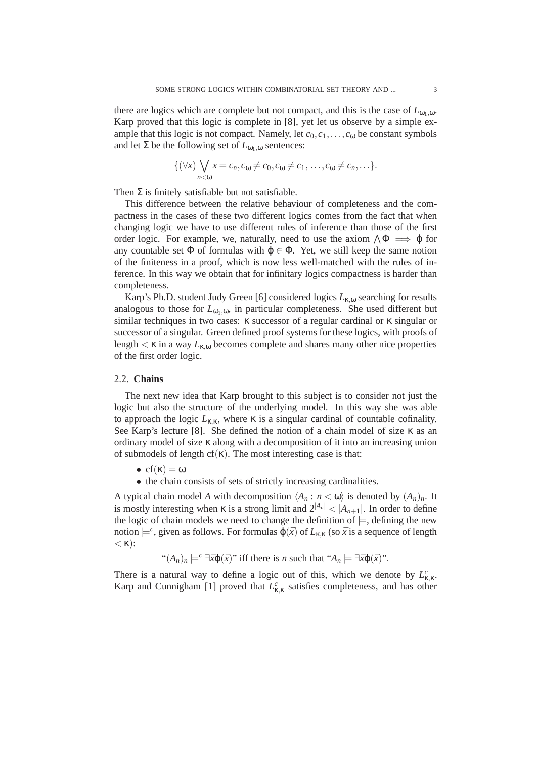there are logics which are complete but not compact, and this is the case of $L_{\omega_1,\omega}$. Karp proved that this logic is complete in [8], yet let us observe by a simple example that this logic is not compact. Namely, let $c_0, c_1, \ldots, c_\omega$ be constant symbols and let $\Sigma$ be the following set of $L_{\omega_1,\omega}$ sentences:

$$\{(\forall x) \bigvee_{n<\omega} x = c_n, c_\omega \neq c_0, c_\omega \neq c_1, \ldots, c_\omega \neq c_n, \ldots\}.$$

Then $\Sigma$ is finitely satisfiable but not satisfiable.

This difference between the relative behaviour of completeness and the compactness in the cases of these two different logics comes from the fact that when changing logic we have to use different rules of inference than those of the first order logic. For example, we, naturally, need to use the axiom $\bigwedge \Phi \implies \varphi$ for any countable set $\Phi$ of formulas with $\varphi \in \Phi$. Yet, we still keep the same notion of the finiteness in a proof, which is now less well-matched with the rules of inference. In this way we obtain that for infinitary logics compactness is harder than completeness.

Karp's Ph.D. student Judy Green [6] considered logics $L_{\kappa,\omega}$ searching for results analogous to those for $L_{\omega_1,\omega}$, in particular completeness. She used different but similar techniques in two cases: $\kappa$ successor of a regular cardinal or $\kappa$ singular or successor of a singular. Green defined proof systems for these logics, with proofs of length $< \kappa$ in a way $L_{\kappa,\omega}$ becomes complete and shares many other nice properties of the first order logic.

## 2.2. **Chains**

The next new idea that Karp brought to this subject is to consider not just the logic but also the structure of the underlying model. In this way she was able to approach the logic $L_{\kappa,\kappa}$, where $\kappa$ is a singular cardinal of countable cofinality. See Karp's lecture [8]. She defined the notion of a chain model of size $\kappa$ as an ordinary model of size $\kappa$ along with a decomposition of it into an increasing union of submodels of length $\mathrm{cf}(\kappa)$. The most interesting case is that:

- $\mathrm{cf}(\kappa) = \omega$
- the chain consists of sets of strictly increasing cardinalities.

A typical chain model $A$ with decomposition $\langle A_n : n < \omega \rangle$ is denoted by $(A_n)_n$. It is mostly interesting when $\kappa$ is a strong limit and $2^{|A_n|} < |A_{n+1}|$. In order to define the logic of chain models we need to change the definition of $\models$, defining the new notion $\models^c$, given as follows. For formulas $\varphi(\bar{x})$ of $L_{\kappa,\kappa}$ (so $\bar{x}$ is a sequence of length $< \kappa$):

$$\text{“}(A_n)_n \models^c \exists \bar{x} \varphi(\bar{x})\text{” iff there is } n \text{ such that “}A_n \models \exists \bar{x} \varphi(\bar{x})\text{”}.$$

There is a natural way to define a logic out of this, which we denote by $L^c_{\kappa,\kappa}$. Karp and Cunnigham [1] proved that $L^c_{\kappa,\kappa}$ satisfies completeness, and has other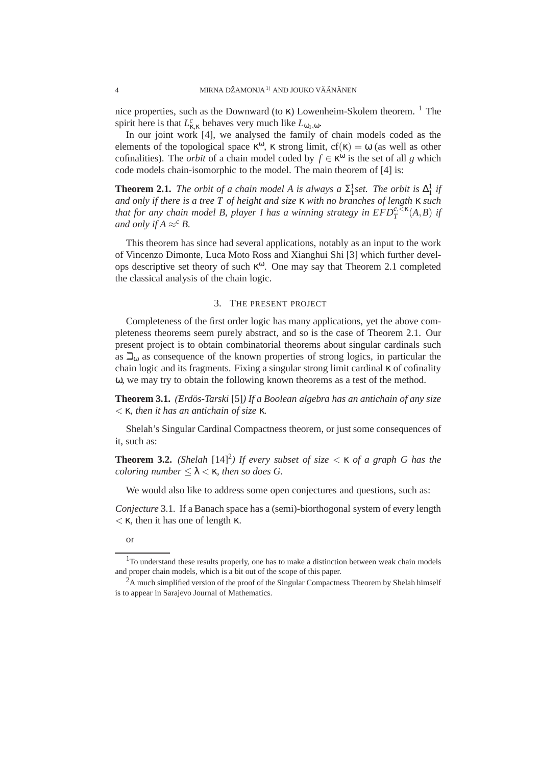nice properties, such as the Downward (to $\kappa$) Lowenheim-Skolem theorem. [1] The spirit here is that $L^c_{\kappa,\kappa}$ behaves very much like $L_{\omega_1,\omega}$.

In our joint work [4], we analysed the family of chain models coded as the elements of the topological space $\kappa^\omega$, $\kappa$ strong limit, $\mathrm{cf}(\kappa) = \omega$ (as well as other cofinalities). The *orbit* of a chain model coded by $f \in \kappa^\omega$ is the set of all $g$ which code models chain-isomorphic to the model. The main theorem of [4] is:

**Theorem 2.1.** *The orbit of a chain model $A$ is always a $\Sigma^1_1$set. The orbit is $\Delta^1_1$ if and only if there is a tree $T$ of height and size $\kappa$ with no branches of length $\kappa$ such that for any chain model $B$, player I has a winning strategy in $EFD^{c,<\kappa}_T(A,B)$ if and only if $A \approx^c B$.*

This theorem has since had several applications, notably as an input to the work of Vincenzo Dimonte, Luca Moto Ross and Xianghui Shi [3] which further develops descriptive set theory of such $\kappa^\omega$. One may say that Theorem 2.1 completed the classical analysis of the chain logic.

## 3. The present project

Completeness of the first order logic has many applications, yet the above completeness theorems seem purely abstract, and so is the case of Theorem 2.1. Our present project is to obtain combinatorial theorems about singular cardinals such as $\beth_\omega$ as consequence of the known properties of strong logics, in particular the chain logic and its fragments. Fixing a singular strong limit cardinal $\kappa$ of cofinality $\omega$, we may try to obtain the following known theorems as a test of the method.

**Theorem 3.1.** *(Erdös-Tarski* [5]*) If a Boolean algebra has an antichain of any size $< \kappa$, then it has an antichain of size $\kappa$.*

Shelah's Singular Cardinal Compactness theorem, or just some consequences of it, such as:

**Theorem 3.2.** *(Shelah* [14][2]*) If every subset of size $< \kappa$ of a graph $G$ has the coloring number $\leq \lambda < \kappa$, then so does $G$.*

We would also like to address some open conjectures and questions, such as:

*Conjecture* 3.1. If a Banach space has a (semi)-biorthogonal system of every length $< \kappa$, then it has one of length $\kappa$.

or

[1] To understand these results properly, one has to make a distinction between weak chain models and proper chain models, which is a bit out of the scope of this paper.

[2] A much simplified version of the proof of the Singular Compactness Theorem by Shelah himself is to appear in Sarajevo Journal of Mathematics.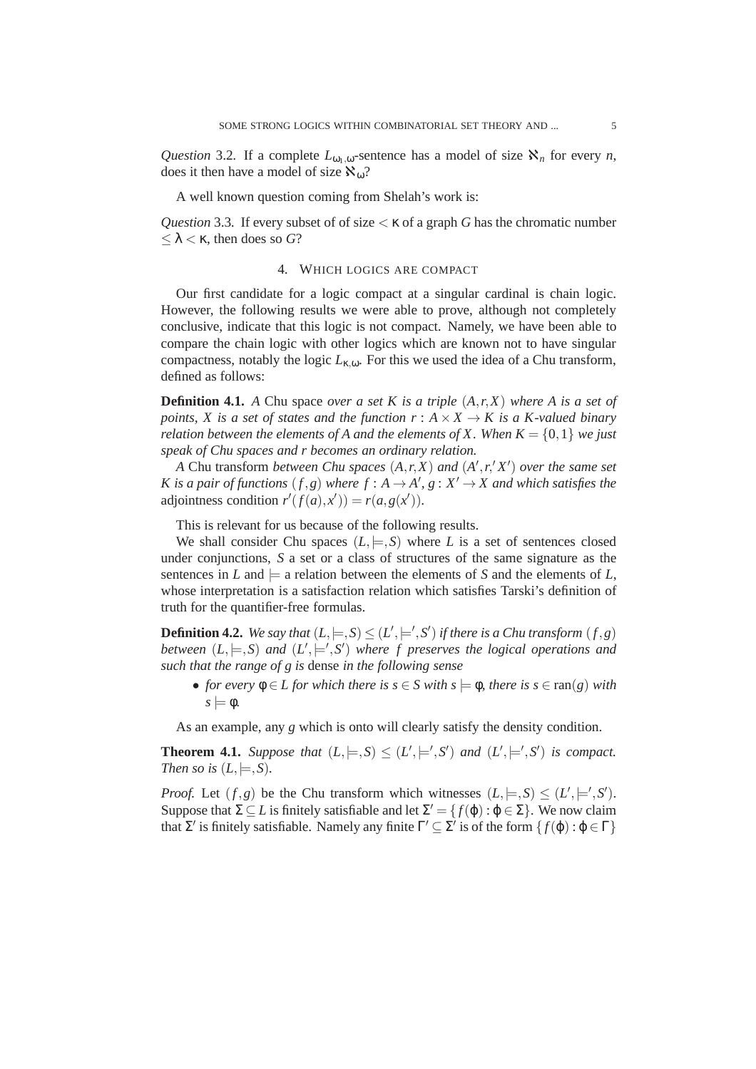*Question* 3.2. If a complete $L_{\omega_1,\omega}$-sentence has a model of size $\aleph_n$ for every $n$, does it then have a model of size $\aleph_\omega$?

A well known question coming from Shelah's work is:

*Question* 3.3. If every subset of of size $< \kappa$ of a graph $G$ has the chromatic number $\leq \lambda < \kappa$, then does so $G$?

## 4. Which logics are compact

Our first candidate for a logic compact at a singular cardinal is chain logic. However, the following results we were able to prove, although not completely conclusive, indicate that this logic is not compact. Namely, we have been able to compare the chain logic with other logics which are known not to have singular compactness, notably the logic $L_{\kappa,\omega}$. For this we used the idea of a Chu transform, defined as follows:

**Definition 4.1.** *A* Chu space *over a set $K$ is a triple $(A, r, X)$ where $A$ is a set of points, $X$ is a set of states and the function $r : A \times X \to K$ is a $K$-valued binary relation between the elements of $A$ and the elements of $X$. When $K = \{0, 1\}$ we just speak of Chu spaces and $r$ becomes an ordinary relation.*

*A* Chu transform *between Chu spaces $(A, r, X)$ and $(A', r,' X')$ over the same set $K$ is a pair of functions $(f, g)$ where $f : A \to A'$, $g : X' \to X$ and which satisfies the* adjointness condition $r'(f(a), x')) = r(a, g(x'))$.

This is relevant for us because of the following results.

We shall consider Chu spaces $(L, \models, S)$ where $L$ is a set of sentences closed under conjunctions, $S$ a set or a class of structures of the same signature as the sentences in $L$ and $\models$ a relation between the elements of $S$ and the elements of $L$, whose interpretation is a satisfaction relation which satisfies Tarski's definition of truth for the quantifier-free formulas.

**Definition 4.2.** *We say that $(L, \models, S) \leq (L', \models', S')$ if there is a Chu transform $(f, g)$ between $(L, \models, S)$ and $(L', \models', S')$ where $f$ preserves the logical operations and such that the range of $g$ is* dense *in the following sense*

- *for every $\phi \in L$ for which there is $s \in S$ with $s \models \phi$, there is $s \in \mathrm{ran}(g)$ with $s \models \phi$.*

As an example, any $g$ which is onto will clearly satisfy the density condition.

**Theorem 4.1.** *Suppose that $(L, \models, S) \leq (L', \models', S')$ and $(L', \models', S')$ is compact. Then so is $(L, \models, S)$.*

*Proof.* Let $(f, g)$ be the Chu transform which witnesses $(L, \models, S) \leq (L', \models', S')$. Suppose that $\Sigma \subseteq L$ is finitely satisfiable and let $\Sigma' = \{f(\varphi) : \varphi \in \Sigma\}$. We now claim that $\Sigma'$ is finitely satisfiable. Namely any finite $\Gamma' \subseteq \Sigma'$ is of the form $\{f(\varphi) : \varphi \in \Gamma\}$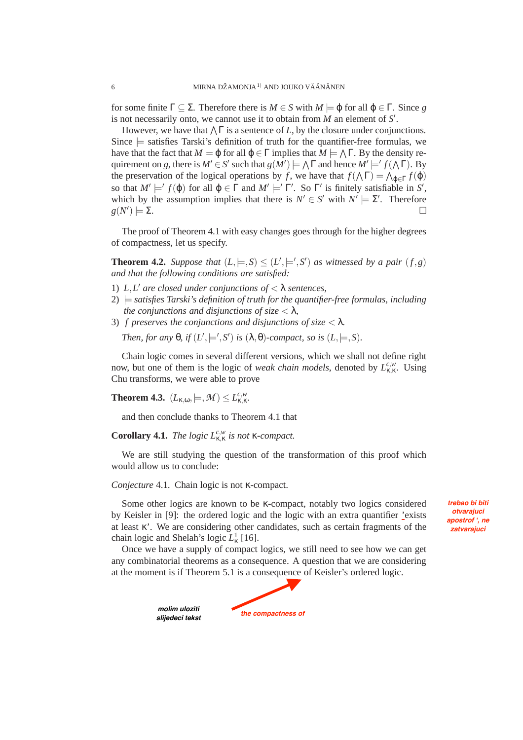for some finite $\Gamma \subseteq \Sigma$. Therefore there is $M \in S$ with $M \models \varphi$ for all $\varphi \in \Gamma$. Since $g$ is not necessarily onto, we cannot use it to obtain from $M$ an element of $S'$.

However, we have that $\bigwedge \Gamma$ is a sentence of $L$, by the closure under conjunctions. Since $\models$ satisfies Tarski's definition of truth for the quantifier-free formulas, we have the fact that $M \models \varphi$ for all $\varphi \in \Gamma$ implies that $M \models \bigwedge \Gamma$. By the density requirement on $g$, there is $M' \in S'$ such that $g(M') \models \bigwedge \Gamma$ and hence $M' \models' f(\bigwedge \Gamma)$. By the preservation of the logical operations by $f$, we have that $f(\bigwedge \Gamma) = \bigwedge_{\varphi \in \Gamma} f(\varphi)$ so that $M' \models' f(\varphi)$ for all $\varphi \in \Gamma$ and $M' \models' \Gamma'$. So $\Gamma'$ is finitely satisfiable in $S'$, which by the assumption implies that there is $N' \in S'$ with $N' \models \Sigma'$. Therefore $g(N') \models \Sigma$. □

The proof of Theorem 4.1 with easy changes goes through for the higher degrees of compactness, let us specify.

**Theorem 4.2.** *Suppose that $(L, \models, S) \leq (L', \models', S')$ as witnessed by a pair $(f, g)$ and that the following conditions are satisfied:*

1) *$L, L'$ are closed under conjunctions of $< \lambda$ sentences,*
2) *$\models$ satisfies Tarski's definition of truth for the quantifier-free formulas, including the conjunctions and disjunctions of size $< \lambda$,*
3) *$f$ preserves the conjunctions and disjunctions of size $< \lambda$.*

*Then, for any $\theta$, if $(L', \models', S')$ is $(\lambda, \theta)$-compact, so is $(L, \models, S)$.*

Chain logic comes in several different versions, which we shall not define right now, but one of them is the logic of *weak chain models*, denoted by $L^{c,w}_{\kappa,\kappa}$. Using Chu transforms, we were able to prove

**Theorem 4.3.** $(L_{\kappa,\omega}, \models, \mathcal{M}) \leq L^{c,w}_{\kappa,\kappa}$.

and then conclude thanks to Theorem 4.1 that

**Corollary 4.1.** *The logic $L^{c,w}_{\kappa,\kappa}$ is not $\kappa$-compact.*

We are still studying the question of the transformation of this proof which would allow us to conclude:

*Conjecture* 4.1. Chain logic is not $\kappa$-compact.

Some other logics are known to be $\kappa$-compact, notably two logics considered by Keisler in [9]: the ordered logic and the logic with an extra quantifier 'exists at least $\kappa$'. We are considering other candidates, such as certain fragments of the chain logic and Shelah's logic $L^1_\kappa$ [16].

Once we have a supply of compact logics, we still need to see how we can get any combinatorial theorems as a consequence. A question that we are considering at the moment is if Theorem 5.1 is a consequence of Keisler's ordered logic.

trebao bi biti otvarajuci apostrof ', ne zatvarajuci

molim uloziti slijedeci tekst

the compactness of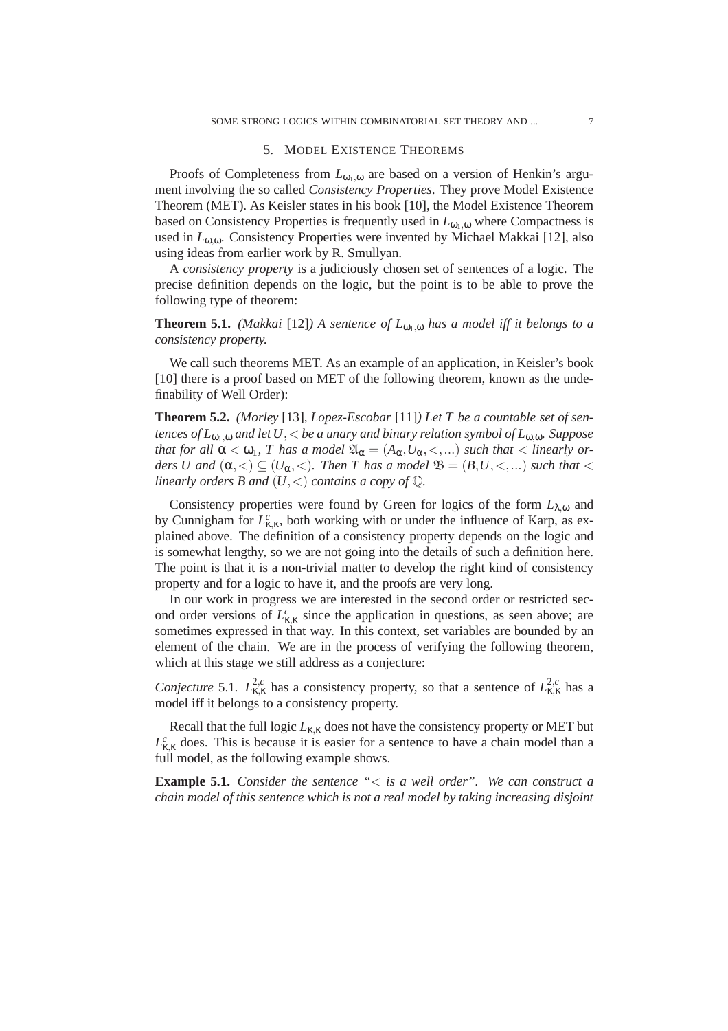## 5. Model Existence Theorems

Proofs of Completeness from $L_{\omega_1,\omega}$ are based on a version of Henkin's argument involving the so called *Consistency Properties*. They prove Model Existence Theorem (MET). As Keisler states in his book [10], the Model Existence Theorem based on Consistency Properties is frequently used in $L_{\omega_1,\omega}$ where Compactness is used in $L_{\omega,\omega}$. Consistency Properties were invented by Michael Makkai [12], also using ideas from earlier work by R. Smullyan.

A *consistency property* is a judiciously chosen set of sentences of a logic. The precise definition depends on the logic, but the point is to be able to prove the following type of theorem:

**Theorem 5.1.** *(Makkai [12]) A sentence of $L_{\omega_1,\omega}$ has a model iff it belongs to a consistency property.*

We call such theorems MET. As an example of an application, in Keisler's book [10] there is a proof based on MET of the following theorem, known as the undefinability of Well Order):

**Theorem 5.2.** *(Morley [13], Lopez-Escobar [11]) Let $T$ be a countable set of sentences of $L_{\omega_1,\omega}$ and let $U,<$ be a unary and binary relation symbol of $L_{\omega,\omega}$. Suppose that for all $\alpha < \omega_1$, $T$ has a model $\mathfrak{A}_\alpha = (A_\alpha, U_\alpha, <, ...)$ such that $<$ linearly orders $U$ and $(\alpha,<) \subseteq (U_\alpha,<)$. Then $T$ has a model $\mathfrak{B} = (B,U,<,...)$ such that $<$ linearly orders $B$ and $(U,<)$ contains a copy of $\mathbb{Q}$.*

Consistency properties were found by Green for logics of the form $L_{\lambda,\omega}$ and by Cunnigham for $L^c_{\kappa,\kappa}$, both working with or under the influence of Karp, as explained above. The definition of a consistency property depends on the logic and is somewhat lengthy, so we are not going into the details of such a definition here. The point is that it is a non-trivial matter to develop the right kind of consistency property and for a logic to have it, and the proofs are very long.

In our work in progress we are interested in the second order or restricted second order versions of $L^c_{\kappa,\kappa}$ since the application in questions, as seen above; are sometimes expressed in that way. In this context, set variables are bounded by an element of the chain. We are in the process of verifying the following theorem, which at this stage we still address as a conjecture:

*Conjecture* 5.1. $L^{2,c}_{\kappa,\kappa}$ has a consistency property, so that a sentence of $L^{2,c}_{\kappa,\kappa}$ has a model iff it belongs to a consistency property.

Recall that the full logic $L_{\kappa,\kappa}$ does not have the consistency property or MET but $L^c_{\kappa,\kappa}$ does. This is because it is easier for a sentence to have a chain model than a full model, as the following example shows.

**Example 5.1.** *Consider the sentence "$<$ is a well order". We can construct a chain model of this sentence which is not a real model by taking increasing disjoint*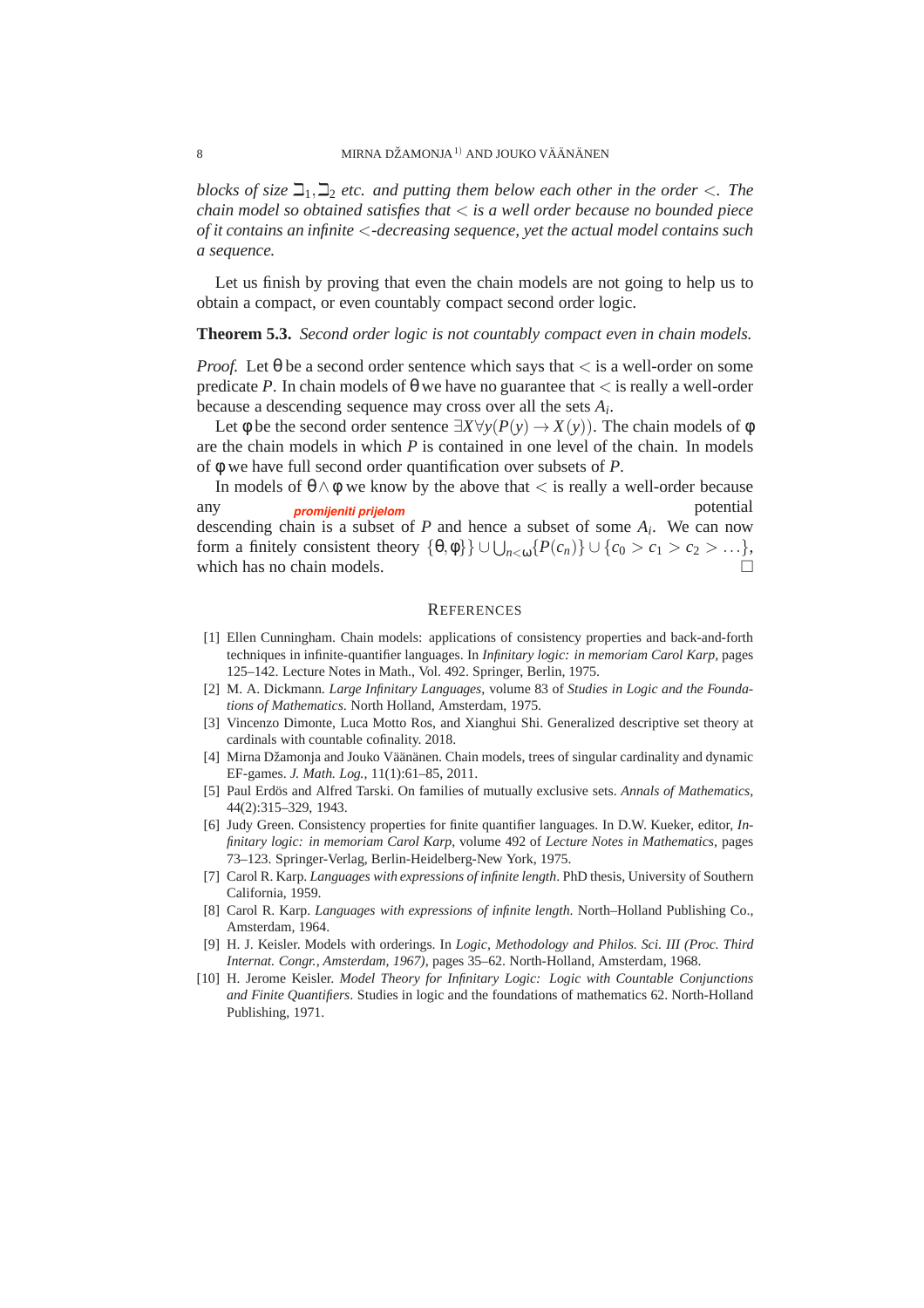*blocks of size $\beth_1, \beth_2$ etc. and putting them below each other in the order $<$. The chain model so obtained satisfies that $<$ is a well order because no bounded piece of it contains an infinite $<$-decreasing sequence, yet the actual model contains such a sequence.*

Let us finish by proving that even the chain models are not going to help us to obtain a compact, or even countably compact second order logic.

**Theorem 5.3.** *Second order logic is not countably compact even in chain models.*

*Proof.* Let $\theta$ be a second order sentence which says that $<$ is a well-order on some predicate $P$. In chain models of $\theta$ we have no guarantee that $<$ is really a well-order because a descending sequence may cross over all the sets $A_i$.

Let $\phi$ be the second order sentence $\exists X \forall y (P(y) \to X(y))$. The chain models of $\phi$ are the chain models in which $P$ is contained in one level of the chain. In models of $\phi$ we have full second order quantification over subsets of $P$.

In models of $\theta \wedge \phi$ we know by the above that $<$ is really a well-order because any *promijeniti prijelom* potential descending chain is a subset of $P$ and hence a subset of some $A_i$. We can now form a finitely consistent theory $\{\theta, \phi\}\} \cup \bigcup_{n<\omega} \{P(c_n)\} \cup \{c_0 > c_1 > c_2 > \ldots\}$, which has no chain models. □

## References

[1] Ellen Cunningham. Chain models: applications of consistency properties and back-and-forth techniques in infinite-quantifier languages. In *Infinitary logic: in memoriam Carol Karp*, pages 125–142. Lecture Notes in Math., Vol. 492. Springer, Berlin, 1975.

[2] M. A. Dickmann. *Large Infinitary Languages*, volume 83 of *Studies in Logic and the Foundations of Mathematics*. North Holland, Amsterdam, 1975.

[3] Vincenzo Dimonte, Luca Motto Ros, and Xianghui Shi. Generalized descriptive set theory at cardinals with countable cofinality. 2018.

[4] Mirna Džamonja and Jouko Väänänen. Chain models, trees of singular cardinality and dynamic EF-games. *J. Math. Log.*, 11(1):61–85, 2011.

[5] Paul Erdös and Alfred Tarski. On families of mutually exclusive sets. *Annals of Mathematics*, 44(2):315–329, 1943.

[6] Judy Green. Consistency properties for finite quantifier languages. In D.W. Kueker, editor, *Infinitary logic: in memoriam Carol Karp*, volume 492 of *Lecture Notes in Mathematics*, pages 73–123. Springer-Verlag, Berlin-Heidelberg-New York, 1975.

[7] Carol R. Karp. *Languages with expressions of infinite length*. PhD thesis, University of Southern California, 1959.

[8] Carol R. Karp. *Languages with expressions of infinite length*. North–Holland Publishing Co., Amsterdam, 1964.

[9] H. J. Keisler. Models with orderings. In *Logic, Methodology and Philos. Sci. III (Proc. Third Internat. Congr., Amsterdam, 1967)*, pages 35–62. North-Holland, Amsterdam, 1968.

[10] H. Jerome Keisler. *Model Theory for Infinitary Logic: Logic with Countable Conjunctions and Finite Quantifiers*. Studies in logic and the foundations of mathematics 62. North-Holland Publishing, 1971.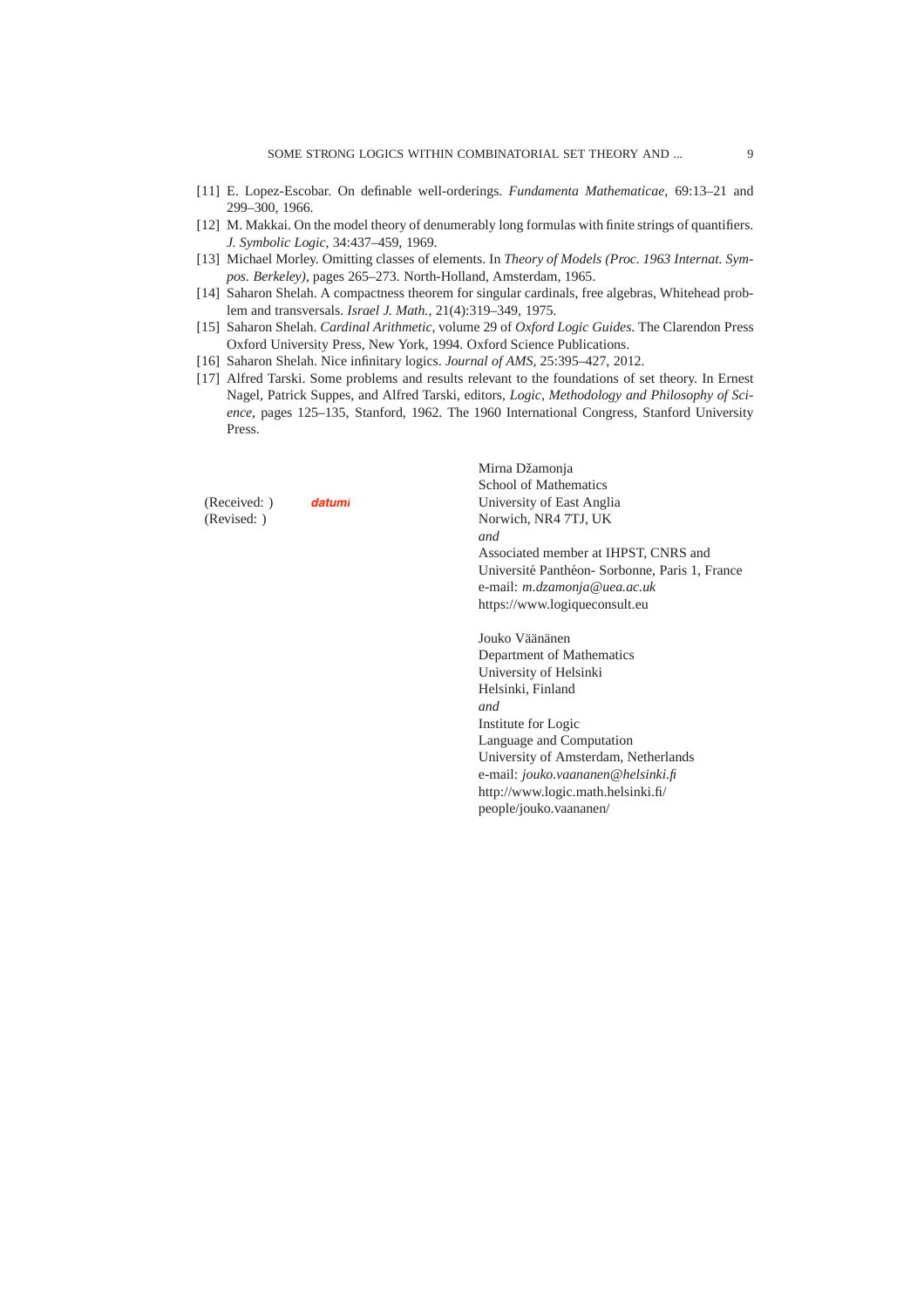[11] E. Lopez-Escobar. On definable well-orderings. *Fundamenta Mathematicae*, 69:13–21 and 299–300, 1966.

[12] M. Makkai. On the model theory of denumerably long formulas with finite strings of quantifiers. *J. Symbolic Logic*, 34:437–459, 1969.

[13] Michael Morley. Omitting classes of elements. In *Theory of Models (Proc. 1963 Internat. Sympos. Berkeley)*, pages 265–273. North-Holland, Amsterdam, 1965.

[14] Saharon Shelah. A compactness theorem for singular cardinals, free algebras, Whitehead problem and transversals. *Israel J. Math.*, 21(4):319–349, 1975.

[15] Saharon Shelah. *Cardinal Arithmetic*, volume 29 of *Oxford Logic Guides*. The Clarendon Press Oxford University Press, New York, 1994. Oxford Science Publications.

[16] Saharon Shelah. Nice infinitary logics. *Journal of AMS*, 25:395–427, 2012.

[17] Alfred Tarski. Some problems and results relevant to the foundations of set theory. In Ernest Nagel, Patrick Suppes, and Alfred Tarski, editors, *Logic, Methodology and Philosophy of Science*, pages 125–135, Stanford, 1962. The 1960 International Congress, Stanford University Press.

(Received: ) **datumi**
(Revised: )

Mirna Džamonja
School of Mathematics
University of East Anglia
Norwich, NR4 7TJ, UK
*and*
Associated member at IHPST, CNRS and
Université Panthéon- Sorbonne, Paris 1, France
e-mail: *m.dzamonja@uea.ac.uk*
https://www.logiqueconsult.eu

Jouko Väänänen
Department of Mathematics
University of Helsinki
Helsinki, Finland
*and*
Institute for Logic
Language and Computation
University of Amsterdam, Netherlands
e-mail: *jouko.vaananen@helsinki.fi*
http://www.logic.math.helsinki.fi/
people/jouko.vaananen/